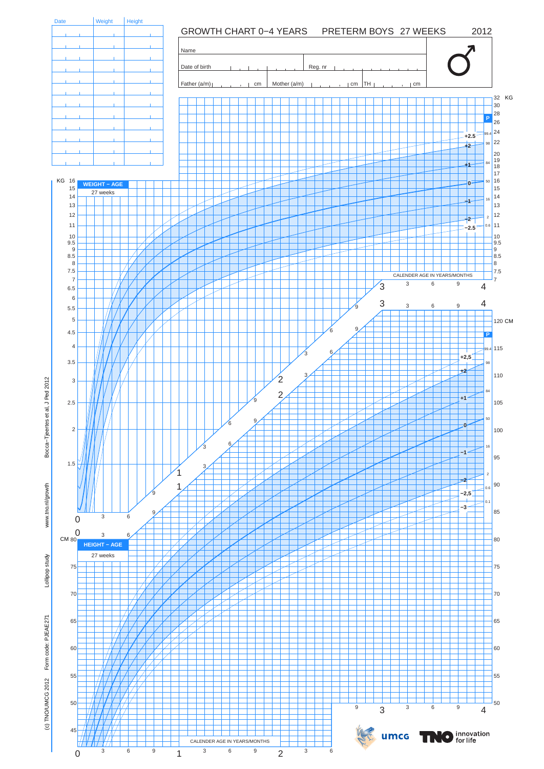| Date | Weight | Height |
|---|---|---|
| | | |
| | | |
| | | |
| | | |
| | | |
| | | |
| | | |
| | | |
| | | |
| | | |
| | | |
| | | |

# GROWTH CHART 0–4 YEARS PRETERM BOYS 27 WEEKS 2012

Name

Date of birth Reg. nr

Father (a/m) cm Mother (a/m) cm TH cm

♂

**WEIGHT – AGE**

27 weeks

KG

P

+2.5 99.4
+2 98
+1 84
0 50
−1 16
−2 2
−2.5 0.6

CALENDER AGE IN YEARS/MONTHS

**HEIGHT – AGE**

27 weeks

CM

P

+2.5 99.4
+2 98
+1 84
0 50
−1 16
−2 2
−2.5 0.6
−3 0.1

CALENDER AGE IN YEARS/MONTHS

Bocca–Tjeertes et al, J Ped 2012

www.tno.nl/growth

Lollipop study

Form code: PJEAE271

(c) TNO/UMCG 2012

umcg

TNO innovation for life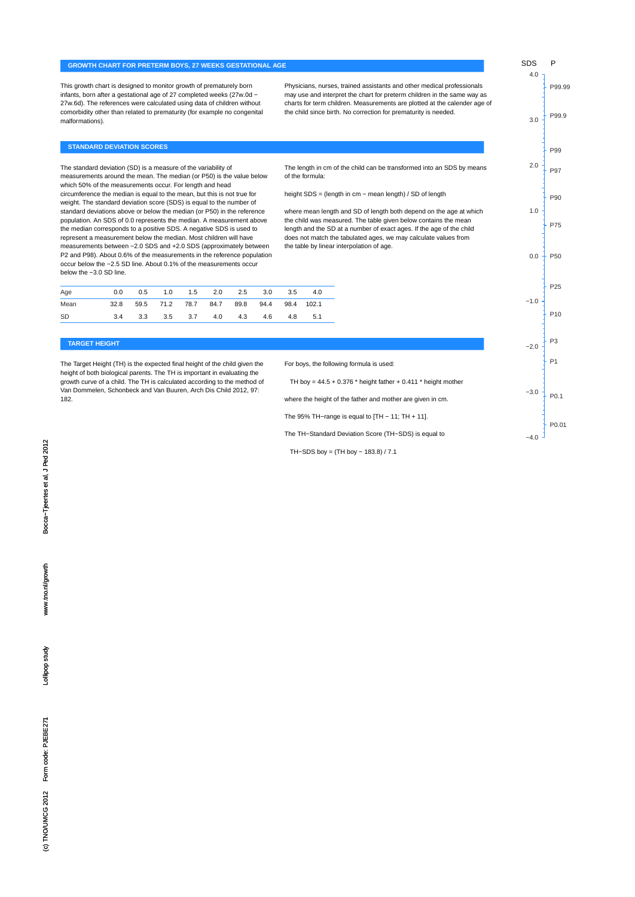## GROWTH CHART FOR PRETERM BOYS, 27 WEEKS GESTATIONAL AGE

This growth chart is designed to monitor growth of prematurely born infants, born after a gestational age of 27 completed weeks (27w.0d − 27w.6d). The references were calculated using data of children without comorbidity other than related to prematurity (for example no congenital malformations).

Physicians, nurses, trained assistants and other medical professionals may use and interpret the chart for preterm children in the same way as charts for term children. Measurements are plotted at the calender age of the child since birth. No correction for prematurity is needed.

## STANDARD DEVIATION SCORES

The standard deviation (SD) is a measure of the variability of measurements around the mean. The median (or P50) is the value below which 50% of the measurements occur. For length and head circumference the median is equal to the mean, but this is not true for weight. The standard deviation score (SDS) is equal to the number of standard deviations above or below the median (or P50) in the reference population. An SDS of 0.0 represents the median. A measurement above the median corresponds to a positive SDS. A negative SDS is used to represent a measurement below the median. Most children will have measurements between −2.0 SDS and +2.0 SDS (approximately between P2 and P98). About 0.6% of the measurements in the reference population occur below the −2.5 SD line. About 0.1% of the measurements occur below the −3.0 SD line.

The length in cm of the child can be transformed into an SDS by means of the formula:

height SDS = (length in cm − mean length) / SD of length

where mean length and SD of length both depend on the age at which the child was measured. The table given below contains the mean length and the SD at a number of exact ages. If the age of the child does not match the tabulated ages, we may calculate values from the table by linear interpolation of age.

| Age | 0.0 | 0.5 | 1.0 | 1.5 | 2.0 | 2.5 | 3.0 | 3.5 | 4.0 |
|---|---|---|---|---|---|---|---|---|---|
| Mean | 32.8 | 59.5 | 71.2 | 78.7 | 84.7 | 89.8 | 94.4 | 98.4 | 102.1 |
| SD | 3.4 | 3.3 | 3.5 | 3.7 | 4.0 | 4.3 | 4.6 | 4.8 | 5.1 |

## TARGET HEIGHT

The Target Height (TH) is the expected final height of the child given the height of both biological parents. The TH is important in evaluating the growth curve of a child. The TH is calculated according to the method of Van Dommelen, Schonbeck and Van Buuren, Arch Dis Child 2012, 97: 182.

For boys, the following formula is used:

TH boy = 44.5 + 0.376 * height father + 0.411 * height mother

where the height of the father and mother are given in cm.

The 95% TH−range is equal to [TH − 11; TH + 11].

The TH−Standard Deviation Score (TH−SDS) is equal to

TH−SDS boy = (TH boy − 183.8) / 7.1

SDS P
4.0
P99.99
3.0 P99.9
P99
2.0 P97
P90
1.0
P75
0.0 P50
P25
−1.0
P10
P3
−2.0
P1
−3.0 P0.1
P0.01
−4.0

(c) TNO/UMCG 2012 Form code: PJEBE271 Lollipop study www.tno.nl/growth Bocca−Tjeertes et al, J Ped 2012